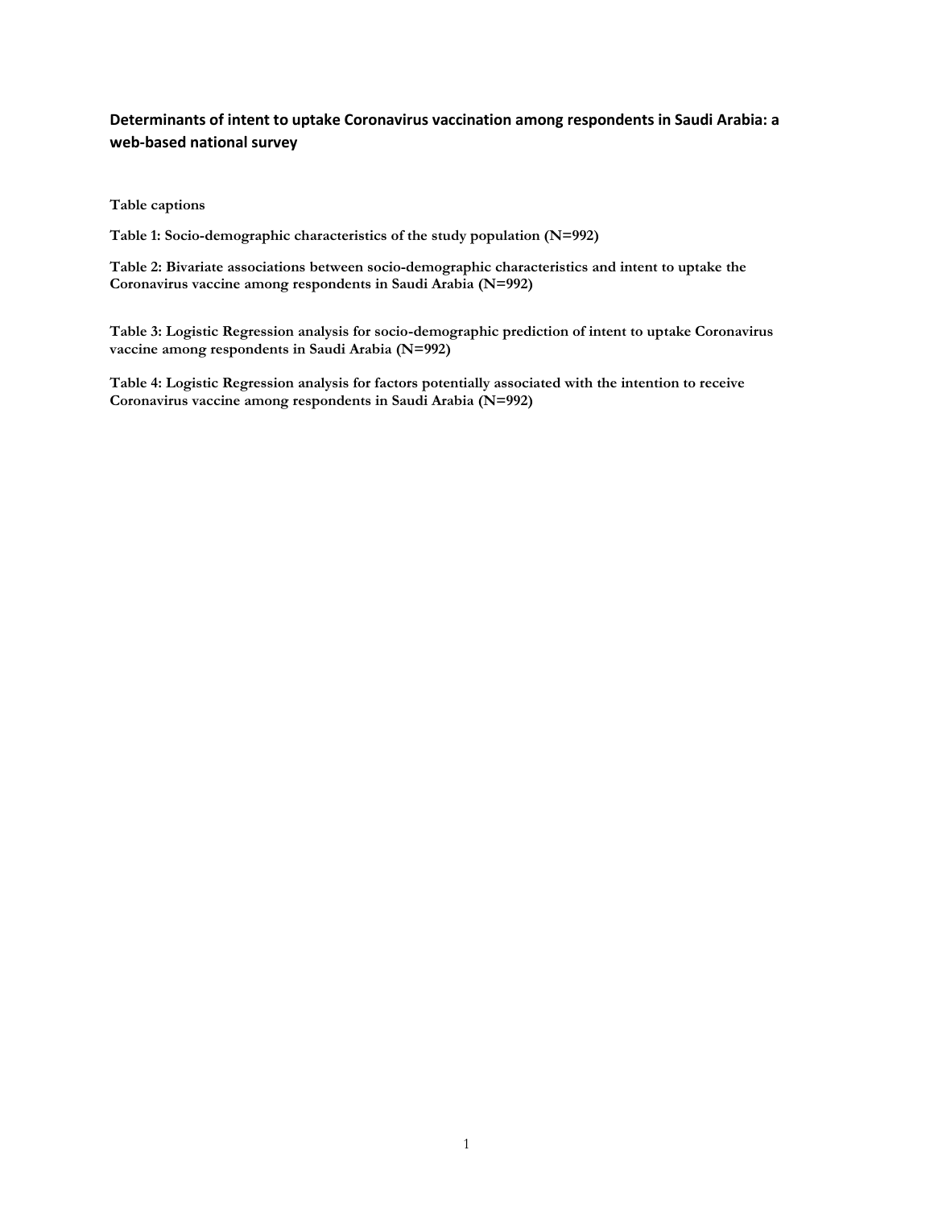# Determinants of intent to uptake Coronavirus vaccination among respondents in Saudi Arabia: a web-based national survey

**Table captions**

**Table 1: Socio-demographic characteristics of the study population (N=992)**

**Table 2: Bivariate associations between socio-demographic characteristics and intent to uptake the Coronavirus vaccine among respondents in Saudi Arabia (N=992)**

**Table 3: Logistic Regression analysis for socio-demographic prediction of intent to uptake Coronavirus vaccine among respondents in Saudi Arabia (N=992)**

**Table 4: Logistic Regression analysis for factors potentially associated with the intention to receive Coronavirus vaccine among respondents in Saudi Arabia (N=992)**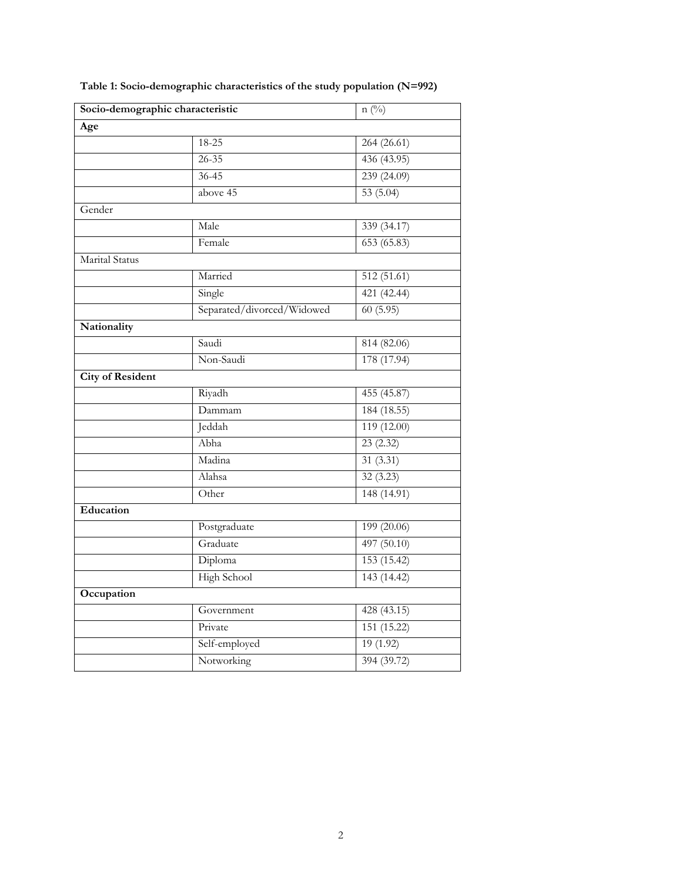**Table 1: Socio-demographic characteristics of the study population (N=992)**

| Socio-demographic characteristic | | n (%) |
|---|---|---|
| **Age** | | |
| | 18-25 | 264 (26.61) |
| | 26-35 | 436 (43.95) |
| | 36-45 | 239 (24.09) |
| | above 45 | 53 (5.04) |
| Gender | | |
| | Male | 339 (34.17) |
| | Female | 653 (65.83) |
| Marital Status | | |
| | Married | 512 (51.61) |
| | Single | 421 (42.44) |
| | Separated/divorced/Widowed | 60 (5.95) |
| **Nationality** | | |
| | Saudi | 814 (82.06) |
| | Non-Saudi | 178 (17.94) |
| **City of Resident** | | |
| | Riyadh | 455 (45.87) |
| | Dammam | 184 (18.55) |
| | Jeddah | 119 (12.00) |
| | Abha | 23 (2.32) |
| | Madina | 31 (3.31) |
| | Alahsa | 32 (3.23) |
| | Other | 148 (14.91) |
| **Education** | | |
| | Postgraduate | 199 (20.06) |
| | Graduate | 497 (50.10) |
| | Diploma | 153 (15.42) |
| | High School | 143 (14.42) |
| **Occupation** | | |
| | Government | 428 (43.15) |
| | Private | 151 (15.22) |
| | Self-employed | 19 (1.92) |
| | Notworking | 394 (39.72) |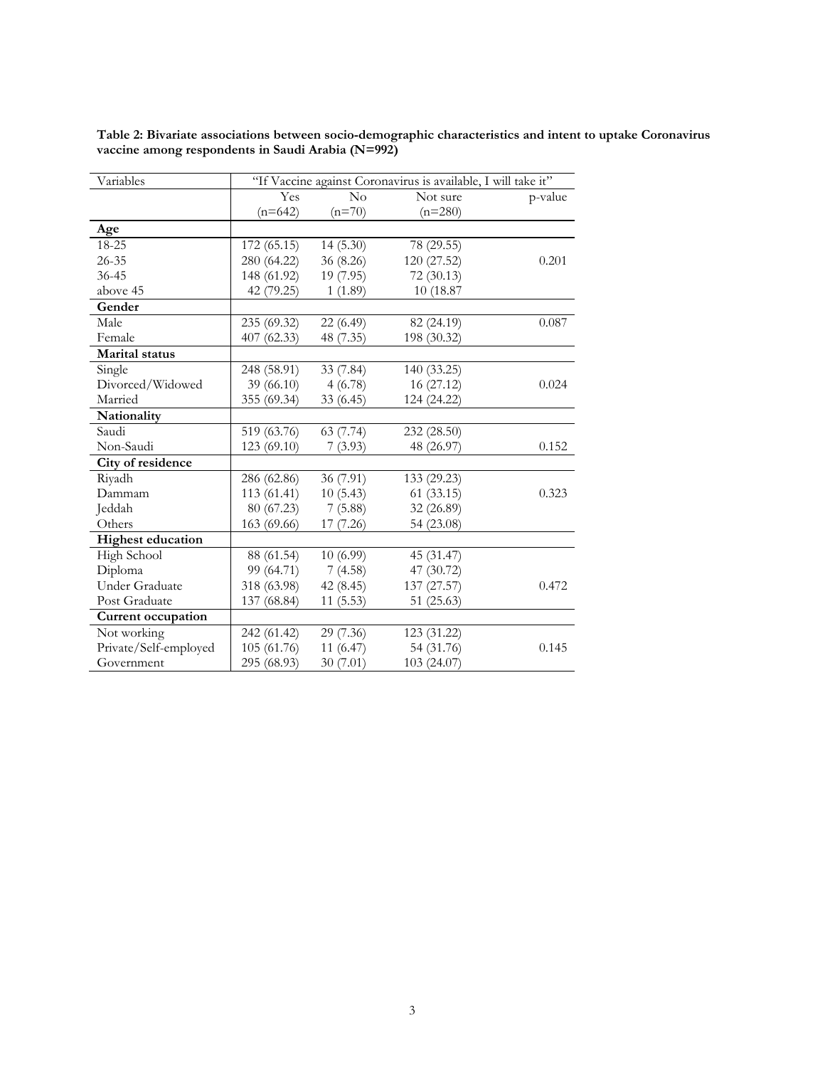**Table 2: Bivariate associations between socio-demographic characteristics and intent to uptake Coronavirus vaccine among respondents in Saudi Arabia (N=992)**

| Variables | "If Vaccine against Coronavirus is available, I will take it" | | | |
|---|---|---|---|---|
| | Yes (n=642) | No (n=70) | Not sure (n=280) | p-value |
| **Age** | | | | |
| 18-25 | 172 (65.15) | 14 (5.30) | 78 (29.55) | |
| 26-35 | 280 (64.22) | 36 (8.26) | 120 (27.52) | 0.201 |
| 36-45 | 148 (61.92) | 19 (7.95) | 72 (30.13) | |
| above 45 | 42 (79.25) | 1 (1.89) | 10 (18.87 | |
| **Gender** | | | | |
| Male | 235 (69.32) | 22 (6.49) | 82 (24.19) | 0.087 |
| Female | 407 (62.33) | 48 (7.35) | 198 (30.32) | |
| **Marital status** | | | | |
| Single | 248 (58.91) | 33 (7.84) | 140 (33.25) | |
| Divorced/Widowed | 39 (66.10) | 4 (6.78) | 16 (27.12) | 0.024 |
| Married | 355 (69.34) | 33 (6.45) | 124 (24.22) | |
| **Nationality** | | | | |
| Saudi | 519 (63.76) | 63 (7.74) | 232 (28.50) | |
| Non-Saudi | 123 (69.10) | 7 (3.93) | 48 (26.97) | 0.152 |
| **City of residence** | | | | |
| Riyadh | 286 (62.86) | 36 (7.91) | 133 (29.23) | |
| Dammam | 113 (61.41) | 10 (5.43) | 61 (33.15) | 0.323 |
| Jeddah | 80 (67.23) | 7 (5.88) | 32 (26.89) | |
| Others | 163 (69.66) | 17 (7.26) | 54 (23.08) | |
| **Highest education** | | | | |
| High School | 88 (61.54) | 10 (6.99) | 45 (31.47) | |
| Diploma | 99 (64.71) | 7 (4.58) | 47 (30.72) | |
| Under Graduate | 318 (63.98) | 42 (8.45) | 137 (27.57) | 0.472 |
| Post Graduate | 137 (68.84) | 11 (5.53) | 51 (25.63) | |
| **Current occupation** | | | | |
| Not working | 242 (61.42) | 29 (7.36) | 123 (31.22) | |
| Private/Self-employed | 105 (61.76) | 11 (6.47) | 54 (31.76) | 0.145 |
| Government | 295 (68.93) | 30 (7.01) | 103 (24.07) | |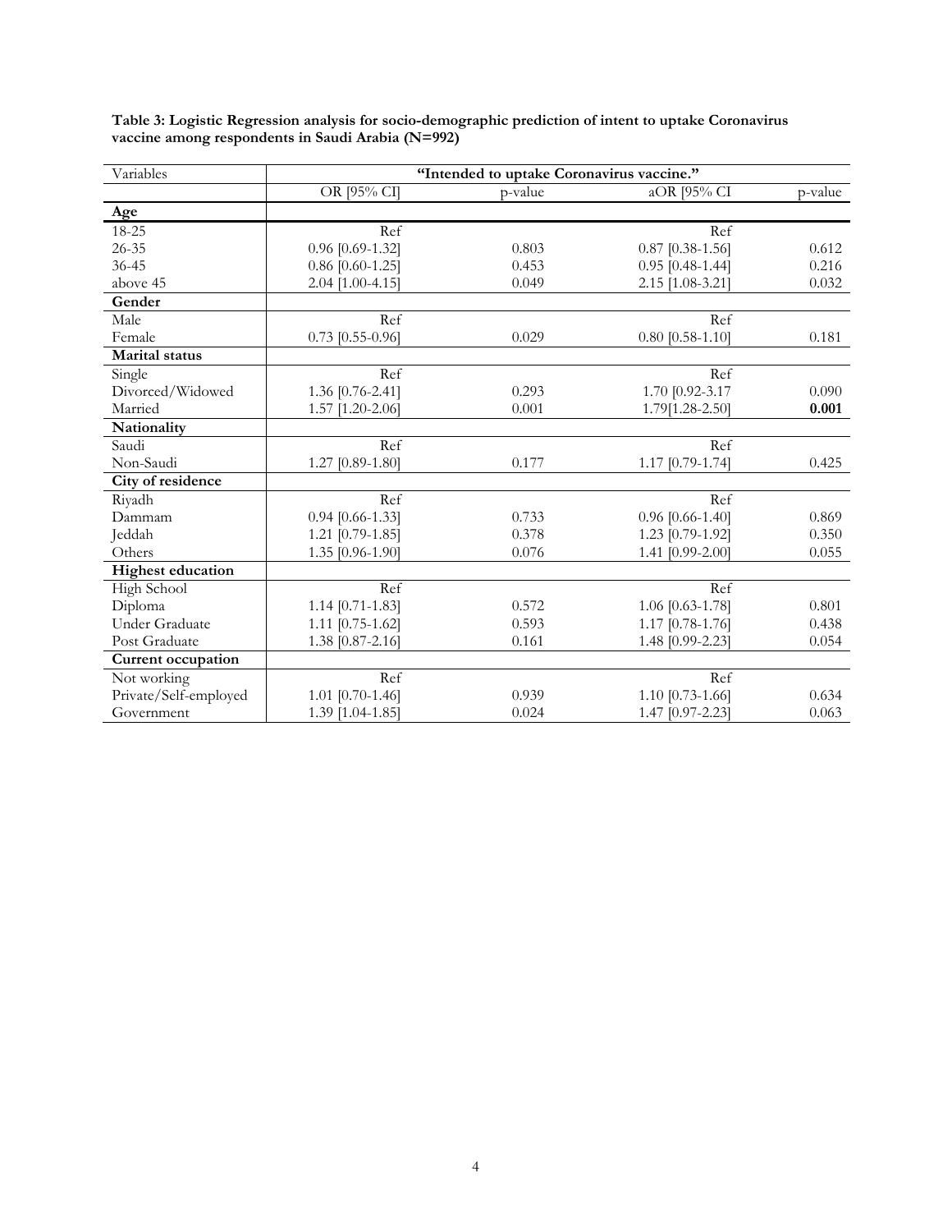**Table 3: Logistic Regression analysis for socio-demographic prediction of intent to uptake Coronavirus vaccine among respondents in Saudi Arabia (N=992)**

| Variables | "Intended to uptake Coronavirus vaccine." | | | |
|---|---|---|---|---|
| | OR [95% CI] | p-value | aOR [95% CI | p-value |
| **Age** | | | | |
| 18-25 | Ref | | Ref | |
| 26-35 | 0.96 [0.69-1.32] | 0.803 | 0.87 [0.38-1.56] | 0.612 |
| 36-45 | 0.86 [0.60-1.25] | 0.453 | 0.95 [0.48-1.44] | 0.216 |
| above 45 | 2.04 [1.00-4.15] | 0.049 | 2.15 [1.08-3.21] | 0.032 |
| **Gender** | | | | |
| Male | Ref | | Ref | |
| Female | 0.73 [0.55-0.96] | 0.029 | 0.80 [0.58-1.10] | 0.181 |
| **Marital status** | | | | |
| Single | Ref | | Ref | |
| Divorced/Widowed | 1.36 [0.76-2.41] | 0.293 | 1.70 [0.92-3.17 | 0.090 |
| Married | 1.57 [1.20-2.06] | 0.001 | 1.79[1.28-2.50] | **0.001** |
| **Nationality** | | | | |
| Saudi | Ref | | Ref | |
| Non-Saudi | 1.27 [0.89-1.80] | 0.177 | 1.17 [0.79-1.74] | 0.425 |
| **City of residence** | | | | |
| Riyadh | Ref | | Ref | |
| Dammam | 0.94 [0.66-1.33] | 0.733 | 0.96 [0.66-1.40] | 0.869 |
| Jeddah | 1.21 [0.79-1.85] | 0.378 | 1.23 [0.79-1.92] | 0.350 |
| Others | 1.35 [0.96-1.90] | 0.076 | 1.41 [0.99-2.00] | 0.055 |
| **Highest education** | | | | |
| High School | Ref | | Ref | |
| Diploma | 1.14 [0.71-1.83] | 0.572 | 1.06 [0.63-1.78] | 0.801 |
| Under Graduate | 1.11 [0.75-1.62] | 0.593 | 1.17 [0.78-1.76] | 0.438 |
| Post Graduate | 1.38 [0.87-2.16] | 0.161 | 1.48 [0.99-2.23] | 0.054 |
| **Current occupation** | | | | |
| Not working | Ref | | Ref | |
| Private/Self-employed | 1.01 [0.70-1.46] | 0.939 | 1.10 [0.73-1.66] | 0.634 |
| Government | 1.39 [1.04-1.85] | 0.024 | 1.47 [0.97-2.23] | 0.063 |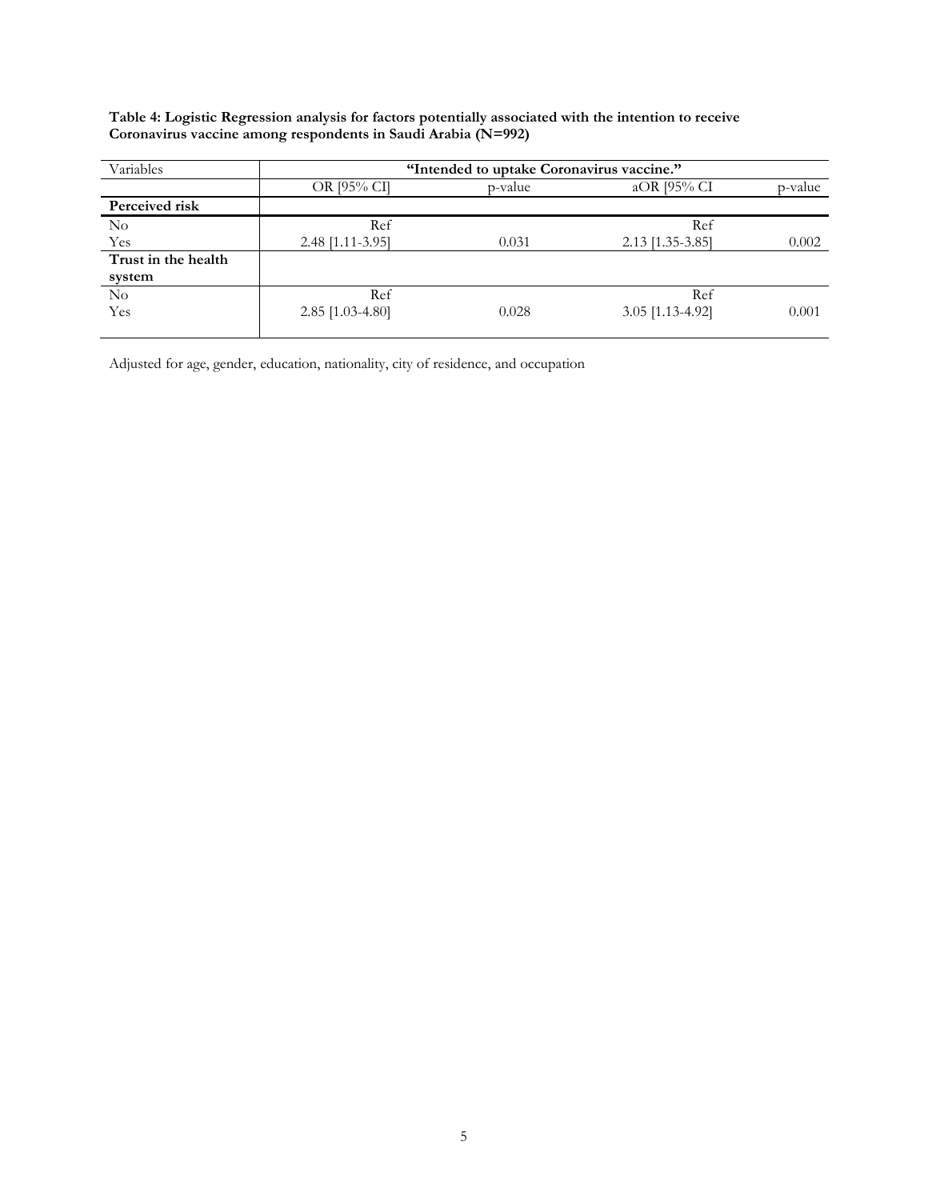**Table 4: Logistic Regression analysis for factors potentially associated with the intention to receive Coronavirus vaccine among respondents in Saudi Arabia (N=992)**

| Variables | "Intended to uptake Coronavirus vaccine." | | | |
|---|---|---|---|---|
| | OR [95% CI] | p-value | aOR [95% CI | p-value |
| **Perceived risk** | | | | |
| No | Ref | | Ref | |
| Yes | 2.48 [1.11-3.95] | 0.031 | 2.13 [1.35-3.85] | 0.002 |
| **Trust in the health system** | | | | |
| No | Ref | | Ref | |
| Yes | 2.85 [1.03-4.80] | 0.028 | 3.05 [1.13-4.92] | 0.001 |

Adjusted for age, gender, education, nationality, city of residence, and occupation